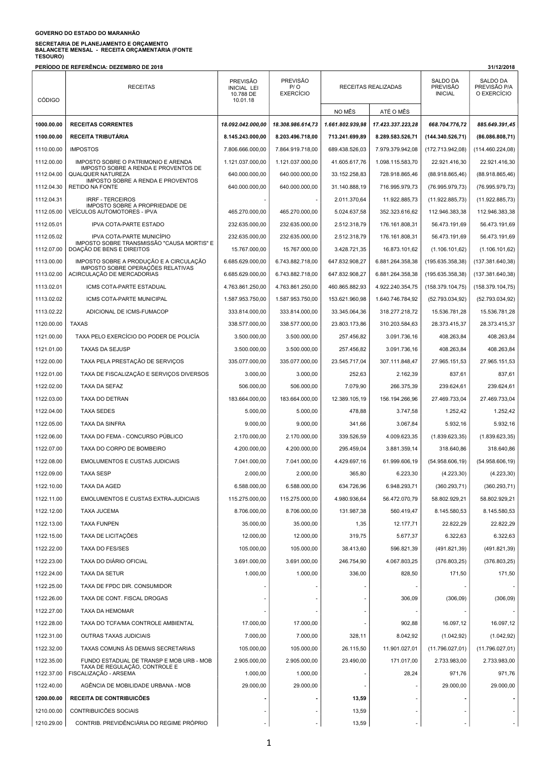**GOVERNO DO ESTADO DO MARANHÃO**

**SECRETARIA DE PLANEJAMENTO E ORÇAMENTO**
**BALANCETE MENSAL - RECEITA ORÇAMENTÁRIA (FONTE TESOURO)**

**PERÍODO DE REFERÊNCIA: DEZEMBRO DE 2018** 31/12/2018

| CÓDIGO | RECEITAS | PREVISÃO INICIAL LEI 10.788 DE 10.01.18 | PREVISÃO P/ O EXERCÍCIO | RECEITAS REALIZADAS | | SALDO DA PREVISÃO INICIAL | SALDO DA PREVISÃO P/A O EXERCÍCIO |
|---|---|---|---|---|---|---|---|
| | | | | NO MÊS | ATÉ O MÊS | | |
| **1000.00.00** | **RECEITAS CORRENTES** | ***18.092.042.000,00*** | ***18.308.986.614,73*** | ***1.661.802.939,98*** | ***17.423.337.223,28*** | ***668.704.776,72*** | ***885.649.391,45*** |
| **1100.00.00** | **RECEITA TRIBUTÁRIA** | **8.145.243.000,00** | **8.203.496.718,00** | **713.241.699,89** | **8.289.583.526,71** | **(144.340.526,71)** | **(86.086.808,71)** |
| 1110.00.00 | IMPOSTOS | 7.806.666.000,00 | 7.864.919.718,00 | 689.438.526,03 | 7.979.379.942,08 | (172.713.942,08) | (114.460.224,08) |
| 1112.00.00 | IMPOSTO SOBRE O PATRIMONIO E ARENDA | 1.121.037.000,00 | 1.121.037.000,00 | 41.605.617,76 | 1.098.115.583,70 | 22.921.416,30 | 22.921.416,30 |
| 1112.04.00 | IMPOSTO SOBRE A RENDA E PROVENTOS DE QUALQUER NATUREZA | 640.000.000,00 | 640.000.000,00 | 33.152.258,83 | 728.918.865,46 | (88.918.865,46) | (88.918.865,46) |
| 1112.04.30 | IMPOSTO SOBRE A RENDA E PROVENTOS RETIDO NA FONTE | 640.000.000,00 | 640.000.000,00 | 31.140.888,19 | 716.995.979,73 | (76.995.979,73) | (76.995.979,73) |
| 1112.04.31 | IRRF - TERCEIROS | - | - | 2.011.370,64 | 11.922.885,73 | (11.922.885,73) | (11.922.885,73) |
| 1112.05.00 | IMPOSTO SOBRE A PROPRIEDADE DE VEÍCULOS AUTOMOTORES - IPVA | 465.270.000,00 | 465.270.000,00 | 5.024.637,58 | 352.323.616,62 | 112.946.383,38 | 112.946.383,38 |
| 1112.05.01 | IPVA COTA-PARTE ESTADO | 232.635.000,00 | 232.635.000,00 | 2.512.318,79 | 176.161.808,31 | 56.473.191,69 | 56.473.191,69 |
| 1112.05.02 | IPVA COTA-PARTE MUNICÍPIO | 232.635.000,00 | 232.635.000,00 | 2.512.318,79 | 176.161.808,31 | 56.473.191,69 | 56.473.191,69 |
| 1112.07.00 | IMPOSTO SOBRE TRANSMISSÃO "CAUSA MORTIS" E DOAÇÃO DE BENS E DIREITOS | 15.767.000,00 | 15.767.000,00 | 3.428.721,35 | 16.873.101,62 | (1.106.101,62) | (1.106.101,62) |
| 1113.00.00 | IMPOSTO SOBRE A PRODUÇÃO E A CIRCULAÇÃO | 6.685.629.000,00 | 6.743.882.718,00 | 647.832.908,27 | 6.881.264.358,38 | (195.635.358,38) | (137.381.640,38) |
| 1113.02.00 | IMPOSTO SOBRE OPERAÇÕES RELATIVAS ACIRCULAÇÃO DE MERCADORIAS | 6.685.629.000,00 | 6.743.882.718,00 | 647.832.908,27 | 6.881.264.358,38 | (195.635.358,38) | (137.381.640,38) |
| 1113.02.01 | ICMS COTA-PARTE ESTADUAL | 4.763.861.250,00 | 4.763.861.250,00 | 460.865.882,93 | 4.922.240.354,75 | (158.379.104,75) | (158.379.104,75) |
| 1113.02.02 | ICMS COTA-PARTE MUNICIPAL | 1.587.953.750,00 | 1.587.953.750,00 | 153.621.960,98 | 1.640.746.784,92 | (52.793.034,92) | (52.793.034,92) |
| 1113.02.22 | ADICIONAL DE ICMS-FUMACOP | 333.814.000,00 | 333.814.000,00 | 33.345.064,36 | 318.277.218,72 | 15.536.781,28 | 15.536.781,28 |
| 1120.00.00 | TAXAS | 338.577.000,00 | 338.577.000,00 | 23.803.173,86 | 310.203.584,63 | 28.373.415,37 | 28.373.415,37 |
| 1121.00.00 | TAXA PELO EXERCÍCIO DO PODER DE POLICÍA | 3.500.000,00 | 3.500.000,00 | 257.456,82 | 3.091.736,16 | 408.263,84 | 408.263,84 |
| 1121.01.00 | TAXAS DA SEJUSP | 3.500.000,00 | 3.500.000,00 | 257.456,82 | 3.091.736,16 | 408.263,84 | 408.263,84 |
| 1122.00.00 | TAXA PELA PRESTAÇÃO DE SERVIÇOS | 335.077.000,00 | 335.077.000,00 | 23.545.717,04 | 307.111.848,47 | 27.965.151,53 | 27.965.151,53 |
| 1122.01.00 | TAXA DE FISCALIZAÇÃO E SERVIÇOS DIVERSOS | 3.000,00 | 3.000,00 | 252,63 | 2.162,39 | 837,61 | 837,61 |
| 1122.02.00 | TAXA DA SEFAZ | 506.000,00 | 506.000,00 | 7.079,90 | 266.375,39 | 239.624,61 | 239.624,61 |
| 1122.03.00 | TAXA DO DETRAN | 183.664.000,00 | 183.664.000,00 | 12.389.105,19 | 156.194.266,96 | 27.469.733,04 | 27.469.733,04 |
| 1122.04.00 | TAXA SEDES | 5.000,00 | 5.000,00 | 478,88 | 3.747,58 | 1.252,42 | 1.252,42 |
| 1122.05.00 | TAXA DA SINFRA | 9.000,00 | 9.000,00 | 341,66 | 3.067,84 | 5.932,16 | 5.932,16 |
| 1122.06.00 | TAXA DO FEMA - CONCURSO PÚBLICO | 2.170.000,00 | 2.170.000,00 | 339.526,59 | 4.009.623,35 | (1.839.623,35) | (1.839.623,35) |
| 1122.07.00 | TAXA DO CORPO DE BOMBEIRO | 4.200.000,00 | 4.200.000,00 | 295.459,04 | 3.881.359,14 | 318.640,86 | 318.640,86 |
| 1122.08.00 | EMOLUMENTOS E CUSTAS JUDICIAIS | 7.041.000,00 | 7.041.000,00 | 4.429.697,16 | 61.999.606,19 | (54.958.606,19) | (54.958.606,19) |
| 1122.09.00 | TAXA SESP | 2.000,00 | 2.000,00 | 365,80 | 6.223,30 | (4.223,30) | (4.223,30) |
| 1122.10.00 | TAXA DA AGED | 6.588.000,00 | 6.588.000,00 | 634.726,96 | 6.948.293,71 | (360.293,71) | (360.293,71) |
| 1122.11.00 | EMOLUMENTOS E CUSTAS EXTRA-JUDICIAIS | 115.275.000,00 | 115.275.000,00 | 4.980.936,64 | 56.472.070,79 | 58.802.929,21 | 58.802.929,21 |
| 1122.12.00 | TAXA JUCEMA | 8.706.000,00 | 8.706.000,00 | 131.987,38 | 560.419,47 | 8.145.580,53 | 8.145.580,53 |
| 1122.13.00 | TAXA FUNPEN | 35.000,00 | 35.000,00 | 1,35 | 12.177,71 | 22.822,29 | 22.822,29 |
| 1122.15.00 | TAXA DE LICITAÇÕES | 12.000,00 | 12.000,00 | 319,75 | 5.677,37 | 6.322,63 | 6.322,63 |
| 1122.22.00 | TAXA DO FES/SES | 105.000,00 | 105.000,00 | 38.413,60 | 596.821,39 | (491.821,39) | (491.821,39) |
| 1122.23.00 | TAXA DO DIÁRIO OFICIAL | 3.691.000,00 | 3.691.000,00 | 246.754,90 | 4.067.803,25 | (376.803,25) | (376.803,25) |
| 1122.24.00 | TAXA DA SETUR | 1.000,00 | 1.000,00 | 336,00 | 828,50 | 171,50 | 171,50 |
| 1122.25.00 | TAXA DE FPDC DIR. CONSUMIDOR | - | - | - | - | - | - |
| 1122.26.00 | TAXA DE CONT. FISCAL DROGAS | - | - | - | 306,09 | (306,09) | (306,09) |
| 1122.27.00 | TAXA DA HEMOMAR | - | - | - | - | - | - |
| 1122.28.00 | TAXA DO TCFA/MA CONTROLE AMBIENTAL | 17.000,00 | 17.000,00 | - | 902,88 | 16.097,12 | 16.097,12 |
| 1122.31.00 | OUTRAS TAXAS JUDICIAIS | 7.000,00 | 7.000,00 | 328,11 | 8.042,92 | (1.042,92) | (1.042,92) |
| 1122.32.00 | TAXAS COMUNS ÀS DEMAIS SECRETARIAS | 105.000,00 | 105.000,00 | 26.115,50 | 11.901.027,01 | (11.796.027,01) | (11.796.027,01) |
| 1122.35.00 | FUNDO ESTADUAL DE TRANSP E MOB URB - MOB | 2.905.000,00 | 2.905.000,00 | 23.490,00 | 171.017,00 | 2.733.983,00 | 2.733.983,00 |
| 1122.37.00 | TAXA DE REGULAÇÃO, CONTROLE E FISCALIZAÇÃO - ARSEMA | 1.000,00 | 1.000,00 | - | 28,24 | 971,76 | 971,76 |
| 1122.40.00 | AGÊNCIA DE MOBILIDADE URBANA - MOB | 29.000,00 | 29.000,00 | - | - | 29.000,00 | 29.000,00 |
| **1200.00.00** | **RECEITA DE CONTRIBUICÕES** | **-** | **-** | **13,59** | **-** | **-** | **-** |
| 1210.00.00 | CONTRIBUICÕES SOCIAIS | - | - | 13,59 | - | - | - |
| 1210.29.00 | CONTRIB. PREVIDÊNCIÁRIA DO REGIME PRÓPRIO | - | - | 13,59 | - | - | - |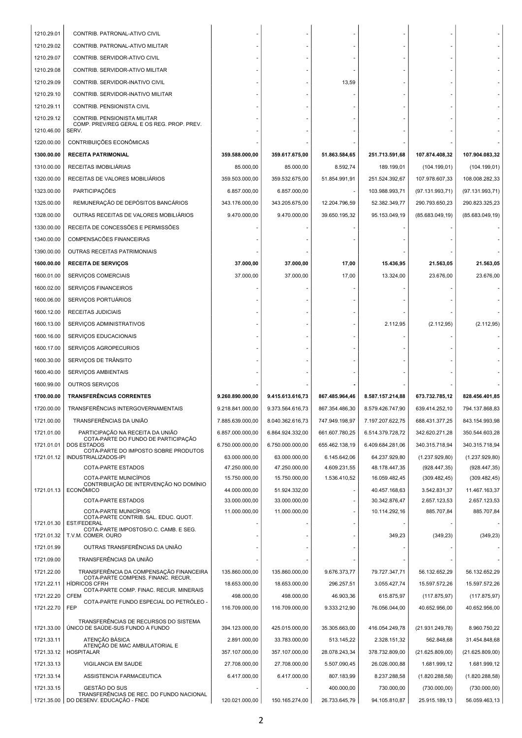| | | | | | | | |
|---|---|---|---|---|---|---|---|
| 1210.29.01 | CONTRIB. PATRONAL-ATIVO CIVIL | - | - | - | - | - | - |
| 1210.29.02 | CONTRIB. PATRONAL-ATIVO MILITAR | - | - | - | - | - | - |
| 1210.29.07 | CONTRIB. SERVIDOR-ATIVO CIVIL | - | - | - | - | - | - |
| 1210.29.08 | CONTRIB. SERVIDOR-ATIVO MILITAR | - | - | - | - | - | - |
| 1210.29.09 | CONTRIB. SERVIDOR-INATIVO CIVIL | - | - | 13,59 | - | - | - |
| 1210.29.10 | CONTRIB. SERVIDOR-INATIVO MILITAR | - | - | - | - | - | - |
| 1210.29.11 | CONTRIB. PENSIONISTA CIVIL | - | - | - | - | - | - |
| 1210.29.12 | CONTRIB. PENSIONISTA MILITAR | - | - | - | - | - | - |
| 1210.46.00 | COMP. PREV/REG GERAL E OS REG. PROP. PREV. SERV. | - | - | - | - | - | - |
| 1220.00.00 | CONTRIBUIÇÕES ECONÔMICAS | - | - | - | - | - | - |
| **1300.00.00** | **RECEITA PATRIMONIAL** | **359.588.000,00** | **359.617.675,00** | **51.863.584,65** | **251.713.591,68** | **107.874.408,32** | **107.904.083,32** |
| 1310.00.00 | RECEITAS IMOBILIÁRIAS | 85.000,00 | 85.000,00 | 8.592,74 | 189.199,01 | (104.199,01) | (104.199,01) |
| 1320.00.00 | RECEITAS DE VALORES MOBILIÁRIOS | 359.503.000,00 | 359.532.675,00 | 51.854.991,91 | 251.524.392,67 | 107.978.607,33 | 108.008.282,33 |
| 1323.00.00 | PARTICIPAÇÕES | 6.857.000,00 | 6.857.000,00 | - | 103.988.993,71 | (97.131.993,71) | (97.131.993,71) |
| 1325.00.00 | REMUNERAÇÃO DE DEPÓSITOS BANCÁRIOS | 343.176.000,00 | 343.205.675,00 | 12.204.796,59 | 52.382.349,77 | 290.793.650,23 | 290.823.325,23 |
| 1328.00.00 | OUTRAS RECEITAS DE VALORES MOBILIÁRIOS | 9.470.000,00 | 9.470.000,00 | 39.650.195,32 | 95.153.049,19 | (85.683.049,19) | (85.683.049,19) |
| 1330.00.00 | RECEITA DE CONCESSÕES E PERMISSÕES | - | - | - | - | - | - |
| 1340.00.00 | COMPENSACÕES FINANCEIRAS | - | - | - | - | - | - |
| 1390.00.00 | OUTRAS RECEITAS PATRIMONIAIS | - | - | - | - | - | - |
| **1600.00.00** | **RECEITA DE SERVIÇOS** | **37.000,00** | **37.000,00** | **17,00** | **15.436,95** | **21.563,05** | **21.563,05** |
| 1600.01.00 | SERVIÇOS COMERCIAIS | 37.000,00 | 37.000,00 | 17,00 | 13.324,00 | 23.676,00 | 23.676,00 |
| 1600.02.00 | SERVIÇOS FINANCEIROS | - | - | - | - | - | - |
| 1600.06.00 | SERVIÇOS PORTUÁRIOS | - | - | - | - | - | - |
| 1600.12.00 | RECEITAS JUDICIAIS | - | - | - | - | - | - |
| 1600.13.00 | SERVIÇOS ADMINISTRATIVOS | - | - | - | 2.112,95 | (2.112,95) | (2.112,95) |
| 1600.16.00 | SERVIÇOS EDUCACIONAIS | - | - | - | - | - | - |
| 1600.17.00 | SERVIÇOS AGROPECURIOS | - | - | - | - | - | - |
| 1600.30.00 | SERVIÇOS DE TRÂNSITO | - | - | - | - | - | - |
| 1600.40.00 | SERVIÇOS AMBIENTAIS | - | - | - | - | - | - |
| 1600.99.00 | OUTROS SERVIÇOS | - | - | - | - | - | - |
| **1700.00.00** | **TRANSFERÊNCIAS CORRENTES** | **9.260.890.000,00** | **9.415.613.616,73** | **867.485.964,46** | **8.587.157.214,88** | **673.732.785,12** | **828.456.401,85** |
| 1720.00.00 | TRANSFERÊNCIAS INTERGOVERNAMENTAIS | 9.218.841.000,00 | 9.373.564.616,73 | 867.354.486,30 | 8.579.426.747,90 | 639.414.252,10 | 794.137.868,83 |
| 1721.00.00 | TRANSFERÊNCIAS DA UNIÃO | 7.885.639.000,00 | 8.040.362.616,73 | 747.949.198,97 | 7.197.207.622,75 | 688.431.377,25 | 843.154.993,98 |
| 1721.01.00 | PARTICIPAÇÃO NA RECEITA DA UNIÃO | 6.857.000.000,00 | 6.864.924.332,00 | 661.607.780,25 | 6.514.379.728,72 | 342.620.271,28 | 350.544.603,28 |
| 1721.01.01 | COTA-PARTE DO FUNDO DE PARTICIPAÇÃO DOS ESTADOS | 6.750.000.000,00 | 6.750.000.000,00 | 655.462.138,19 | 6.409.684.281,06 | 340.315.718,94 | 340.315.718,94 |
| 1721.01.12 | COTA-PARTE DO IMPOSTO SOBRE PRODUTOS INDUSTRIALIZADOS-IPI | 63.000.000,00 | 63.000.000,00 | 6.145.642,06 | 64.237.929,80 | (1.237.929,80) | (1.237.929,80) |
| | COTA-PARTE ESTADOS | 47.250.000,00 | 47.250.000,00 | 4.609.231,55 | 48.178.447,35 | (928.447,35) | (928.447,35) |
| | COTA-PARTE MUNICÍPIOS | 15.750.000,00 | 15.750.000,00 | 1.536.410,52 | 16.059.482,45 | (309.482,45) | (309.482,45) |
| 1721.01.13 | CONTRIBUIÇÃO DE INTERVENÇÃO NO DOMÍNIO ECONÔMICO | 44.000.000,00 | 51.924.332,00 | - | 40.457.168,63 | 3.542.831,37 | 11.467.163,37 |
| | COTA-PARTE ESTADOS | 33.000.000,00 | 33.000.000,00 | - | 30.342.876,47 | 2.657.123,53 | 2.657.123,53 |
| | COTA-PARTE MUNICÍPIOS | 11.000.000,00 | 11.000.000,00 | - | 10.114.292,16 | 885.707,84 | 885.707,84 |
| 1721.01.30 | COTA-PARTE CONTRIB. SAL. EDUC. QUOT. EST/FEDERAL | - | - | - | - | - | - |
| 1721.01.32 | COTA-PARTE IMPOSTOS/O.C. CAMB. E SEG. T.V.M. COMER. OURO | - | - | - | 349,23 | (349,23) | (349,23) |
| 1721.01.99 | OUTRAS TRANSFERÊNCIAS DA UNIÃO | - | - | - | - | - | - |
| 1721.09.00 | TRANSFERÊNCIAS DA UNIÃO | - | - | - | - | - | - |
| 1721.22.00 | TRANSFERÊNCIA DA COMPENSAÇÃO FINANCEIRA | 135.860.000,00 | 135.860.000,00 | 9.676.373,77 | 79.727.347,71 | 56.132.652,29 | 56.132.652,29 |
| 1721.22.11 | COTA-PARTE COMPENS. FINANC. RECUR. HÍDRICOS CFRH | 18.653.000,00 | 18.653.000,00 | 296.257,51 | 3.055.427,74 | 15.597.572,26 | 15.597.572,26 |
| 1721.22.20 | COTA-PARTE COMP. FINAC. RECUR. MINERAIS CFEM | 498.000,00 | 498.000,00 | 46.903,36 | 615.875,97 | (117.875,97) | (117.875,97) |
| 1721.22.70 | COTA-PARTE FUNDO ESPECIAL DO PETRÓLEO - FEP | 116.709.000,00 | 116.709.000,00 | 9.333.212,90 | 76.056.044,00 | 40.652.956,00 | 40.652.956,00 |
| 1721.33.00 | TRANSFERÊNCIAS DE RECURSOS DO SISTEMA ÚNICO DE SAÚDE-SUS FUNDO A FUNDO | 394.123.000,00 | 425.015.000,00 | 35.305.663,00 | 416.054.249,78 | (21.931.249,78) | 8.960.750,22 |
| 1721.33.11 | ATENÇÃO BÁSICA | 2.891.000,00 | 33.783.000,00 | 513.145,22 | 2.328.151,32 | 562.848,68 | 31.454.848,68 |
| 1721.33.12 | ATENÇÃO DE MAC AMBULATORIAL E HOSPITALAR | 357.107.000,00 | 357.107.000,00 | 28.078.243,34 | 378.732.809,00 | (21.625.809,00) | (21.625.809,00) |
| 1721.33.13 | VIGILANCIA EM SAUDE | 27.708.000,00 | 27.708.000,00 | 5.507.090,45 | 26.026.000,88 | 1.681.999,12 | 1.681.999,12 |
| 1721.33.14 | ASSISTENCIA FARMACEUTICA | 6.417.000,00 | 6.417.000,00 | 807.183,99 | 8.237.288,58 | (1.820.288,58) | (1.820.288,58) |
| 1721.33.15 | GESTÃO DO SUS | - | - | 400.000,00 | 730.000,00 | (730.000,00) | (730.000,00) |
| 1721.35.00 | TRANSFERÊNCIAS DE REC. DO FUNDO NACIONAL DO DESENV. EDUCAÇÃO - FNDE | 120.021.000,00 | 150.165.274,00 | 26.733.645,79 | 94.105.810,87 | 25.915.189,13 | 56.059.463,13 |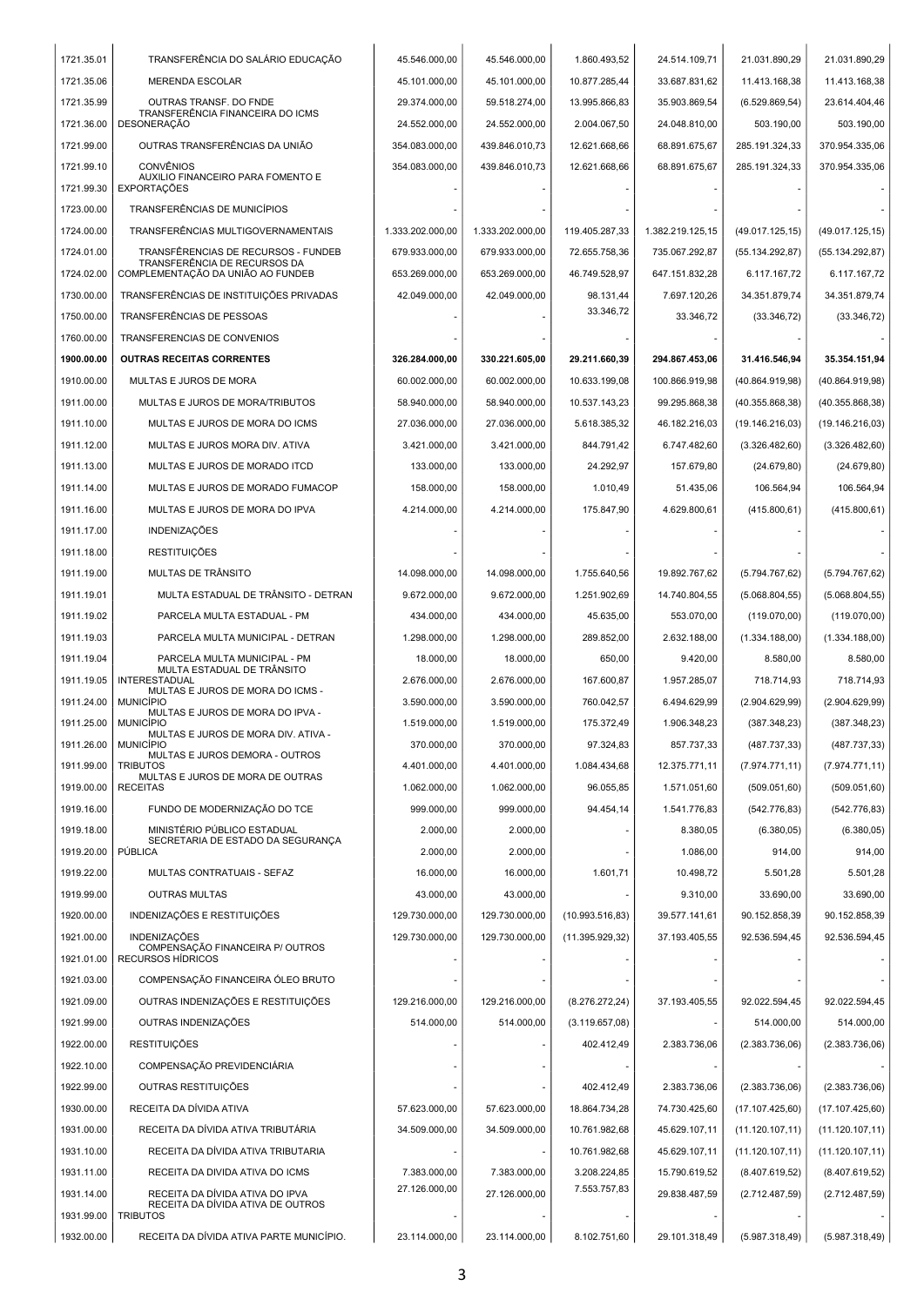| | | | | | | | |
|---|---|---|---|---|---|---|---|
| 1721.35.01 | TRANSFERÊNCIA DO SALÁRIO EDUCAÇÃO | 45.546.000,00 | 45.546.000,00 | 1.860.493,52 | 24.514.109,71 | 21.031.890,29 | 21.031.890,29 |
| 1721.35.06 | MERENDA ESCOLAR | 45.101.000,00 | 45.101.000,00 | 10.877.285,44 | 33.687.831,62 | 11.413.168,38 | 11.413.168,38 |
| 1721.35.99 | OUTRAS TRANSF. DO FNDE | 29.374.000,00 | 59.518.274,00 | 13.995.866,83 | 35.903.869,54 | (6.529.869,54) | 23.614.404,46 |
| 1721.36.00 | TRANSFERÊNCIA FINANCEIRA DO ICMS DESONERAÇÃO | 24.552.000,00 | 24.552.000,00 | 2.004.067,50 | 24.048.810,00 | 503.190,00 | 503.190,00 |
| 1721.99.00 | OUTRAS TRANSFERÊNCIAS DA UNIÃO | 354.083.000,00 | 439.846.010,73 | 12.621.668,66 | 68.891.675,67 | 285.191.324,33 | 370.954.335,06 |
| 1721.99.10 | CONVÊNIOS | 354.083.000,00 | 439.846.010,73 | 12.621.668,66 | 68.891.675,67 | 285.191.324,33 | 370.954.335,06 |
| 1721.99.30 | AUXILIO FINANCEIRO PARA FOMENTO E EXPORTAÇÕES | - | - | - | - | - | - |
| 1723.00.00 | TRANSFERÊNCIAS DE MUNICÍPIOS | - | - | - | - | - | - |
| 1724.00.00 | TRANSFERÊNCIAS MULTIGOVERNAMENTAIS | 1.333.202.000,00 | 1.333.202.000,00 | 119.405.287,33 | 1.382.219.125,15 | (49.017.125,15) | (49.017.125,15) |
| 1724.01.00 | TRANSFÊRENCIAS DE RECURSOS - FUNDEB | 679.933.000,00 | 679.933.000,00 | 72.655.758,36 | 735.067.292,87 | (55.134.292,87) | (55.134.292,87) |
| 1724.02.00 | TRANSFERÊNCIA DE RECURSOS DA COMPLEMENTAÇÃO DA UNIÃO AO FUNDEB | 653.269.000,00 | 653.269.000,00 | 46.749.528,97 | 647.151.832,28 | 6.117.167,72 | 6.117.167,72 |
| 1730.00.00 | TRANSFERÊNCIAS DE INSTITUIÇÕES PRIVADAS | 42.049.000,00 | 42.049.000,00 | 98.131,44 | 7.697.120,26 | 34.351.879,74 | 34.351.879,74 |
| 1750.00.00 | TRANSFERÊNCIAS DE PESSOAS | - | - | 33.346,72 | 33.346,72 | (33.346,72) | (33.346,72) |
| 1760.00.00 | TRANSFERENCIAS DE CONVENIOS | - | - | - | - | - | - |
| **1900.00.00** | **OUTRAS RECEITAS CORRENTES** | **326.284.000,00** | **330.221.605,00** | **29.211.660,39** | **294.867.453,06** | **31.416.546,94** | **35.354.151,94** |
| 1910.00.00 | MULTAS E JUROS DE MORA | 60.002.000,00 | 60.002.000,00 | 10.633.199,08 | 100.866.919,98 | (40.864.919,98) | (40.864.919,98) |
| 1911.00.00 | MULTAS E JUROS DE MORA/TRIBUTOS | 58.940.000,00 | 58.940.000,00 | 10.537.143,23 | 99.295.868,38 | (40.355.868,38) | (40.355.868,38) |
| 1911.10.00 | MULTAS E JUROS DE MORA DO ICMS | 27.036.000,00 | 27.036.000,00 | 5.618.385,32 | 46.182.216,03 | (19.146.216,03) | (19.146.216,03) |
| 1911.12.00 | MULTAS E JUROS MORA DIV. ATIVA | 3.421.000,00 | 3.421.000,00 | 844.791,42 | 6.747.482,60 | (3.326.482,60) | (3.326.482,60) |
| 1911.13.00 | MULTAS E JUROS DE MORADO ITCD | 133.000,00 | 133.000,00 | 24.292,97 | 157.679,80 | (24.679,80) | (24.679,80) |
| 1911.14.00 | MULTAS E JUROS DE MORADO FUMACOP | 158.000,00 | 158.000,00 | 1.010,49 | 51.435,06 | 106.564,94 | 106.564,94 |
| 1911.16.00 | MULTAS E JUROS DE MORA DO IPVA | 4.214.000,00 | 4.214.000,00 | 175.847,90 | 4.629.800,61 | (415.800,61) | (415.800,61) |
| 1911.17.00 | INDENIZAÇÕES | - | - | - | - | - | - |
| 1911.18.00 | RESTITUIÇÕES | - | - | - | - | - | - |
| 1911.19.00 | MULTAS DE TRÂNSITO | 14.098.000,00 | 14.098.000,00 | 1.755.640,56 | 19.892.767,62 | (5.794.767,62) | (5.794.767,62) |
| 1911.19.01 | MULTA ESTADUAL DE TRÂNSITO - DETRAN | 9.672.000,00 | 9.672.000,00 | 1.251.902,69 | 14.740.804,55 | (5.068.804,55) | (5.068.804,55) |
| 1911.19.02 | PARCELA MULTA ESTADUAL - PM | 434.000,00 | 434.000,00 | 45.635,00 | 553.070,00 | (119.070,00) | (119.070,00) |
| 1911.19.03 | PARCELA MULTA MUNICIPAL - DETRAN | 1.298.000,00 | 1.298.000,00 | 289.852,00 | 2.632.188,00 | (1.334.188,00) | (1.334.188,00) |
| 1911.19.04 | PARCELA MULTA MUNICIPAL - PM | 18.000,00 | 18.000,00 | 650,00 | 9.420,00 | 8.580,00 | 8.580,00 |
| 1911.19.05 | MULTA ESTADUAL DE TRÂNSITO INTERESTADUAL | 2.676.000,00 | 2.676.000,00 | 167.600,87 | 1.957.285,07 | 718.714,93 | 718.714,93 |
| 1911.24.00 | MULTAS E JUROS DE MORA DO ICMS - MUNICÍPIO | 3.590.000,00 | 3.590.000,00 | 760.042,57 | 6.494.629,99 | (2.904.629,99) | (2.904.629,99) |
| 1911.25.00 | MULTAS E JUROS DE MORA DO IPVA - MUNICÍPIO | 1.519.000,00 | 1.519.000,00 | 175.372,49 | 1.906.348,23 | (387.348,23) | (387.348,23) |
| 1911.26.00 | MULTAS E JUROS DE MORA DIV. ATIVA - MUNICÍPIO | 370.000,00 | 370.000,00 | 97.324,83 | 857.737,33 | (487.737,33) | (487.737,33) |
| 1911.99.00 | MULTAS E JUROS DEMORA - OUTROS TRIBUTOS | 4.401.000,00 | 4.401.000,00 | 1.084.434,68 | 12.375.771,11 | (7.974.771,11) | (7.974.771,11) |
| 1919.00.00 | MULTAS E JUROS DE MORA DE OUTRAS RECEITAS | 1.062.000,00 | 1.062.000,00 | 96.055,85 | 1.571.051,60 | (509.051,60) | (509.051,60) |
| 1919.16.00 | FUNDO DE MODERNIZAÇÃO DO TCE | 999.000,00 | 999.000,00 | 94.454,14 | 1.541.776,83 | (542.776,83) | (542.776,83) |
| 1919.18.00 | MINISTÉRIO PÚBLICO ESTADUAL | 2.000,00 | 2.000,00 | - | 8.380,05 | (6.380,05) | (6.380,05) |
| 1919.20.00 | SECRETARIA DE ESTADO DA SEGURANÇA PÚBLICA | 2.000,00 | 2.000,00 | - | 1.086,00 | 914,00 | 914,00 |
| 1919.22.00 | MULTAS CONTRATUAIS - SEFAZ | 16.000,00 | 16.000,00 | 1.601,71 | 10.498,72 | 5.501,28 | 5.501,28 |
| 1919.99.00 | OUTRAS MULTAS | 43.000,00 | 43.000,00 | - | 9.310,00 | 33.690,00 | 33.690,00 |
| 1920.00.00 | INDENIZAÇÕES E RESTITUIÇÕES | 129.730.000,00 | 129.730.000,00 | (10.993.516,83) | 39.577.141,61 | 90.152.858,39 | 90.152.858,39 |
| 1921.00.00 | INDENIZAÇÕES | 129.730.000,00 | 129.730.000,00 | (11.395.929,32) | 37.193.405,55 | 92.536.594,45 | 92.536.594,45 |
| 1921.01.00 | COMPENSAÇÃO FINANCEIRA P/ OUTROS RECURSOS HÍDRICOS | - | - | - | - | - | - |
| 1921.03.00 | COMPENSAÇÃO FINANCEIRA ÓLEO BRUTO | - | - | - | - | - | - |
| 1921.09.00 | OUTRAS INDENIZAÇÕES E RESTITUIÇÕES | 129.216.000,00 | 129.216.000,00 | (8.276.272,24) | 37.193.405,55 | 92.022.594,45 | 92.022.594,45 |
| 1921.99.00 | OUTRAS INDENIZAÇÕES | 514.000,00 | 514.000,00 | (3.119.657,08) | - | 514.000,00 | 514.000,00 |
| 1922.00.00 | RESTITUIÇÕES | - | - | 402.412,49 | 2.383.736,06 | (2.383.736,06) | (2.383.736,06) |
| 1922.10.00 | COMPENSAÇÃO PREVIDENCIÁRIA | - | - | - | - | - | - |
| 1922.99.00 | OUTRAS RESTITUIÇÕES | - | - | 402.412,49 | 2.383.736,06 | (2.383.736,06) | (2.383.736,06) |
| 1930.00.00 | RECEITA DA DÍVIDA ATIVA | 57.623.000,00 | 57.623.000,00 | 18.864.734,28 | 74.730.425,60 | (17.107.425,60) | (17.107.425,60) |
| 1931.00.00 | RECEITA DA DÍVIDA ATIVA TRIBUTÁRIA | 34.509.000,00 | 34.509.000,00 | 10.761.982,68 | 45.629.107,11 | (11.120.107,11) | (11.120.107,11) |
| 1931.10.00 | RECEITA DA DÍVIDA ATIVA TRIBUTARIA | - | - | 10.761.982,68 | 45.629.107,11 | (11.120.107,11) | (11.120.107,11) |
| 1931.11.00 | RECEITA DA DIVIDA ATIVA DO ICMS | 7.383.000,00 | 7.383.000,00 | 3.208.224,85 | 15.790.619,52 | (8.407.619,52) | (8.407.619,52) |
| 1931.14.00 | RECEITA DA DÍVIDA ATIVA DO IPVA | 27.126.000,00 | 27.126.000,00 | 7.553.757,83 | 29.838.487,59 | (2.712.487,59) | (2.712.487,59) |
| 1931.99.00 | RECEITA DA DÍVIDA ATIVA DE OUTROS TRIBUTOS | - | - | - | - | - | - |
| 1932.00.00 | RECEITA DA DÍVIDA ATIVA PARTE MUNICÍPIO. | 23.114.000,00 | 23.114.000,00 | 8.102.751,60 | 29.101.318,49 | (5.987.318,49) | (5.987.318,49) |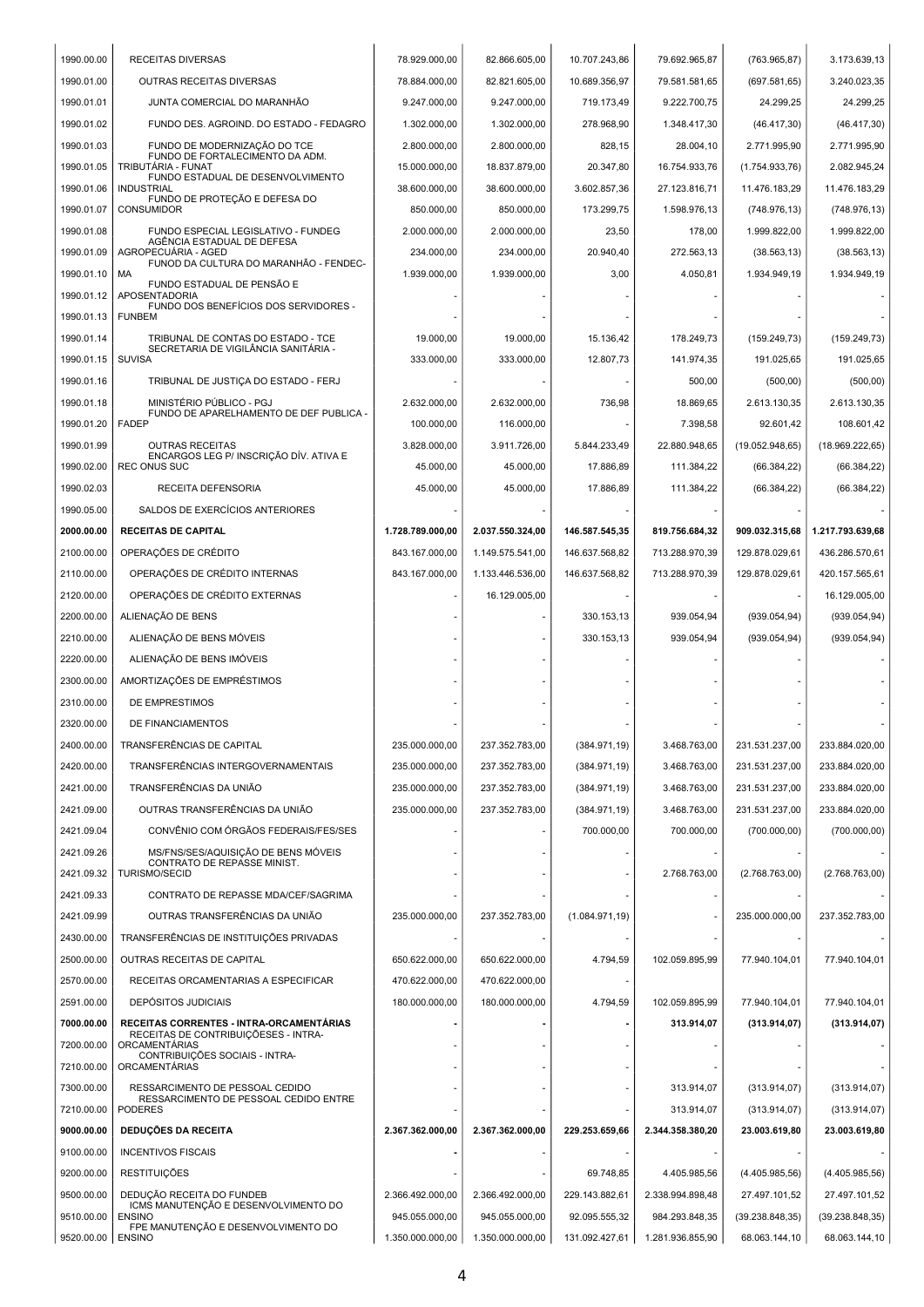| | | | | | | | |
|---|---|---|---|---|---|---|---|
| 1990.00.00 | RECEITAS DIVERSAS | 78.929.000,00 | 82.866.605,00 | 10.707.243,86 | 79.692.965,87 | (763.965,87) | 3.173.639,13 |
| 1990.01.00 | OUTRAS RECEITAS DIVERSAS | 78.884.000,00 | 82.821.605,00 | 10.689.356,97 | 79.581.581,65 | (697.581,65) | 3.240.023,35 |
| 1990.01.01 | JUNTA COMERCIAL DO MARANHÃO | 9.247.000,00 | 9.247.000,00 | 719.173,49 | 9.222.700,75 | 24.299,25 | 24.299,25 |
| 1990.01.02 | FUNDO DES. AGROIND. DO ESTADO - FEDAGRO | 1.302.000,00 | 1.302.000,00 | 278.968,90 | 1.348.417,30 | (46.417,30) | (46.417,30) |
| 1990.01.03 | FUNDO DE MODERNIZAÇÃO DO TCE | 2.800.000,00 | 2.800.000,00 | 828,15 | 28.004,10 | 2.771.995,90 | 2.771.995,90 |
| 1990.01.05 | FUNDO DE FORTALECIMENTO DA ADM. TRIBUTÁRIA - FUNAT | 15.000.000,00 | 18.837.879,00 | 20.347,80 | 16.754.933,76 | (1.754.933,76) | 2.082.945,24 |
| 1990.01.06 | FUNDO ESTADUAL DE DESENVOLVIMENTO INDUSTRIAL | 38.600.000,00 | 38.600.000,00 | 3.602.857,36 | 27.123.816,71 | 11.476.183,29 | 11.476.183,29 |
| 1990.01.07 | FUNDO DE PROTEÇÃO E DEFESA DO CONSUMIDOR | 850.000,00 | 850.000,00 | 173.299,75 | 1.598.976,13 | (748.976,13) | (748.976,13) |
| 1990.01.08 | FUNDO ESPECIAL LEGISLATIVO - FUNDEG | 2.000.000,00 | 2.000.000,00 | 23,50 | 178,00 | 1.999.822,00 | 1.999.822,00 |
| 1990.01.09 | AGÊNCIA ESTADUAL DE DEFESA AGROPECUÁRIA - AGED | 234.000,00 | 234.000,00 | 20.940,40 | 272.563,13 | (38.563,13) | (38.563,13) |
| 1990.01.10 | FUNDO DA CULTURA DO MARANHÃO - FENDEC-MA | 1.939.000,00 | 1.939.000,00 | 3,00 | 4.050,81 | 1.934.949,19 | 1.934.949,19 |
| 1990.01.12 | FUNDO ESTADUAL DE PENSÃO E APOSENTADORIA | - | - | - | - | - | - |
| 1990.01.13 | FUNDO DOS BENEFÍCIOS DOS SERVIDORES - FUNBEM | - | - | - | - | - | - |
| 1990.01.14 | TRIBUNAL DE CONTAS DO ESTADO - TCE | 19.000,00 | 19.000,00 | 15.136,42 | 178.249,73 | (159.249,73) | (159.249,73) |
| 1990.01.15 | SECRETARIA DE VIGILÂNCIA SANITÁRIA - SUVISA | 333.000,00 | 333.000,00 | 12.807,73 | 141.974,35 | 191.025,65 | 191.025,65 |
| 1990.01.16 | TRIBUNAL DE JUSTIÇA DO ESTADO - FERJ | - | - | - | 500,00 | (500,00) | (500,00) |
| 1990.01.18 | MINISTÉRIO PÚBLICO - PGJ | 2.632.000,00 | 2.632.000,00 | 736,98 | 18.869,65 | 2.613.130,35 | 2.613.130,35 |
| 1990.01.20 | FUNDO DE APARELHAMENTO DE DEF PUBLICA - FADEP | 100.000,00 | 116.000,00 | - | 7.398,58 | 92.601,42 | 108.601,42 |
| 1990.01.99 | OUTRAS RECEITAS | 3.828.000,00 | 3.911.726,00 | 5.844.233,49 | 22.880.948,65 | (19.052.948,65) | (18.969.222,65) |
| 1990.02.00 | ENCARGOS LEG P/ INSCRIÇÃO DÍV. ATIVA E REC ONUS SUC | 45.000,00 | 45.000,00 | 17.886,89 | 111.384,22 | (66.384,22) | (66.384,22) |
| 1990.02.03 | RECEITA DEFENSORIA | 45.000,00 | 45.000,00 | 17.886,89 | 111.384,22 | (66.384,22) | (66.384,22) |
| 1990.05.00 | SALDOS DE EXERCÍCIOS ANTERIORES | - | - | - | - | - | - |
| **2000.00.00** | **RECEITAS DE CAPITAL** | **1.728.789.000,00** | **2.037.550.324,00** | **146.587.545,35** | **819.756.684,32** | **909.032.315,68** | **1.217.793.639,68** |
| 2100.00.00 | OPERAÇÕES DE CRÉDITO | 843.167.000,00 | 1.149.575.541,00 | 146.637.568,82 | 713.288.970,39 | 129.878.029,61 | 436.286.570,61 |
| 2110.00.00 | OPERAÇÕES DE CRÉDITO INTERNAS | 843.167.000,00 | 1.133.446.536,00 | 146.637.568,82 | 713.288.970,39 | 129.878.029,61 | 420.157.565,61 |
| 2120.00.00 | OPERAÇÕES DE CRÉDITO EXTERNAS | - | 16.129.005,00 | - | - | - | 16.129.005,00 |
| 2200.00.00 | ALIENAÇÃO DE BENS | - | - | 330.153,13 | 939.054,94 | (939.054,94) | (939.054,94) |
| 2210.00.00 | ALIENAÇÃO DE BENS MÓVEIS | - | - | 330.153,13 | 939.054,94 | (939.054,94) | (939.054,94) |
| 2220.00.00 | ALIENAÇÃO DE BENS IMÓVEIS | - | - | - | - | - | - |
| 2300.00.00 | AMORTIZAÇÕES DE EMPRÉSTIMOS | - | - | - | - | - | - |
| 2310.00.00 | DE EMPRESTIMOS | - | - | - | - | - | - |
| 2320.00.00 | DE FINANCIAMENTOS | - | - | - | - | - | - |
| 2400.00.00 | TRANSFERÊNCIAS DE CAPITAL | 235.000.000,00 | 237.352.783,00 | (384.971,19) | 3.468.763,00 | 231.531.237,00 | 233.884.020,00 |
| 2420.00.00 | TRANSFERÊNCIAS INTERGOVERNAMENTAIS | 235.000.000,00 | 237.352.783,00 | (384.971,19) | 3.468.763,00 | 231.531.237,00 | 233.884.020,00 |
| 2421.00.00 | TRANSFERÊNCIAS DA UNIÃO | 235.000.000,00 | 237.352.783,00 | (384.971,19) | 3.468.763,00 | 231.531.237,00 | 233.884.020,00 |
| 2421.09.00 | OUTRAS TRANSFERÊNCIAS DA UNIÃO | 235.000.000,00 | 237.352.783,00 | (384.971,19) | 3.468.763,00 | 231.531.237,00 | 233.884.020,00 |
| 2421.09.04 | CONVÊNIO COM ÓRGÃOS FEDERAIS/FES/SES | - | - | 700.000,00 | 700.000,00 | (700.000,00) | (700.000,00) |
| 2421.09.26 | MS/FNS/SES/AQUISIÇÃO DE BENS MÓVEIS | - | - | - | - | - | - |
| 2421.09.32 | CONTRATO DE REPASSE MINIST. TURISMO/SECID | - | - | - | 2.768.763,00 | (2.768.763,00) | (2.768.763,00) |
| 2421.09.33 | CONTRATO DE REPASSE MDA/CEF/SAGRIMA | - | - | - | - | - | - |
| 2421.09.99 | OUTRAS TRANSFERÊNCIAS DA UNIÃO | 235.000.000,00 | 237.352.783,00 | (1.084.971,19) | - | 235.000.000,00 | 237.352.783,00 |
| 2430.00.00 | TRANSFERÊNCIAS DE INSTITUIÇÕES PRIVADAS | - | - | - | - | - | - |
| 2500.00.00 | OUTRAS RECEITAS DE CAPITAL | 650.622.000,00 | 650.622.000,00 | 4.794,59 | 102.059.895,99 | 77.940.104,01 | 77.940.104,01 |
| 2570.00.00 | RECEITAS ORCAMENTARIAS A ESPECIFICAR | 470.622.000,00 | 470.622.000,00 | - | | | |
| 2591.00.00 | DEPÓSITOS JUDICIAIS | 180.000.000,00 | 180.000.000,00 | 4.794,59 | 102.059.895,99 | 77.940.104,01 | 77.940.104,01 |
| **7000.00.00** | **RECEITAS CORRENTES - INTRA-ORCAMENTÁRIAS** | **-** | **-** | **-** | **313.914,07** | **(313.914,07)** | **(313.914,07)** |
| 7200.00.00 | RECEITAS DE CONTRIBUIÇÕESES - INTRA-ORCAMENTÁRIAS | - | - | - | - | - | - |
| 7210.00.00 | CONTRIBUIÇÕES SOCIAIS - INTRA-ORCAMENTÁRIAS | - | - | - | - | - | - |
| 7300.00.00 | RESSARCIMENTO DE PESSOAL CEDIDO | - | - | - | 313.914,07 | (313.914,07) | (313.914,07) |
| 7210.00.00 | RESSARCIMENTO DE PESSOAL CEDIDO ENTRE PODERES | - | - | - | 313.914,07 | (313.914,07) | (313.914,07) |
| **9000.00.00** | **DEDUÇÕES DA RECEITA** | **2.367.362.000,00** | **2.367.362.000,00** | **229.253.659,66** | **2.344.358.380,20** | **23.003.619,80** | **23.003.619,80** |
| 9100.00.00 | INCENTIVOS FISCAIS | - | - | - | - | - | - |
| 9200.00.00 | RESTITUIÇÕES | - | - | 69.748,85 | 4.405.985,56 | (4.405.985,56) | (4.405.985,56) |
| 9500.00.00 | DEDUÇÃO RECEITA DO FUNDEB | 2.366.492.000,00 | 2.366.492.000,00 | 229.143.882,61 | 2.338.994.898,48 | 27.497.101,52 | 27.497.101,52 |
| 9510.00.00 | ICMS MANUTENÇÃO E DESENVOLVIMENTO DO ENSINO | 945.055.000,00 | 945.055.000,00 | 92.095.555,32 | 984.293.848,35 | (39.238.848,35) | (39.238.848,35) |
| 9520.00.00 | FPE MANUTENÇÃO E DESENVOLVIMENTO DO ENSINO | 1.350.000.000,00 | 1.350.000.000,00 | 131.092.427,61 | 1.281.936.855,90 | 68.063.144,10 | 68.063.144,10 |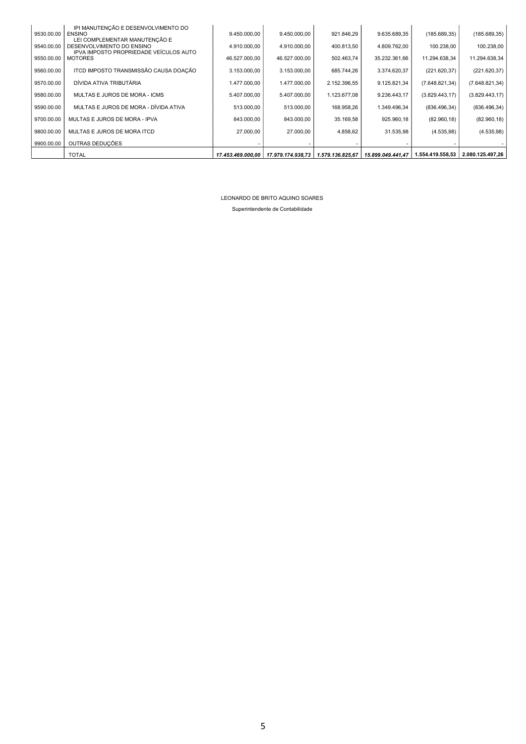| | | | | | | | |
|---|---|---|---|---|---|---|---|
| 9530.00.00 | IPI MANUTENÇÃO E DESENVOLVIMENTO DO ENSINO | 9.450.000,00 | 9.450.000,00 | 921.846,29 | 9.635.689,35 | (185.689,35) | (185.689,35) |
| 9540.00.00 | LEI COMPLEMENTAR MANUTENÇÃO E DESENVOLVIMENTO DO ENSINO | 4.910.000,00 | 4.910.000,00 | 400.813,50 | 4.809.762,00 | 100.238,00 | 100.238,00 |
| 9550.00.00 | IPVA IMPOSTO PROPRIEDADE VEÍCULOS AUTO MOTORES | 46.527.000,00 | 46.527.000,00 | 502.463,74 | 35.232.361,66 | 11.294.638,34 | 11.294.638,34 |
| 9560.00.00 | ITCD IMPOSTO TRANSMISSÃO CAUSA DOAÇÃO | 3.153.000,00 | 3.153.000,00 | 685.744,26 | 3.374.620,37 | (221.620,37) | (221.620,37) |
| 9570.00.00 | DÍVIDA ATIVA TRIBUTÁRIA | 1.477.000,00 | 1.477.000,00 | 2.152.396,55 | 9.125.821,34 | (7.648.821,34) | (7.648.821,34) |
| 9580.00.00 | MULTAS E JUROS DE MORA - ICMS | 5.407.000,00 | 5.407.000,00 | 1.123.677,08 | 9.236.443,17 | (3.829.443,17) | (3.829.443,17) |
| 9590.00.00 | MULTAS E JUROS DE MORA - DÍVIDA ATIVA | 513.000,00 | 513.000,00 | 168.958,26 | 1.349.496,34 | (836.496,34) | (836.496,34) |
| 9700.00.00 | MULTAS E JUROS DE MORA - IPVA | 843.000,00 | 843.000,00 | 35.169,58 | 925.960,18 | (82.960,18) | (82.960,18) |
| 9800.00.00 | MULTAS E JUROS DE MORA ITCD | 27.000,00 | 27.000,00 | 4.858,62 | 31.535,98 | (4.535,98) | (4.535,98) |
| 9900.00.00 | OUTRAS DEDUÇÕES | - | - | - | - | - | - |
| | TOTAL | *17.453.469.000,00* | *17.979.174.938,73* | *1.579.136.825,67* | *15.899.049.441,47* | 1.554.419.558,53 | 2.080.125.497,26 |

LEONARDO DE BRITO AQUINO SOARES

Superintendente de Contabilidade